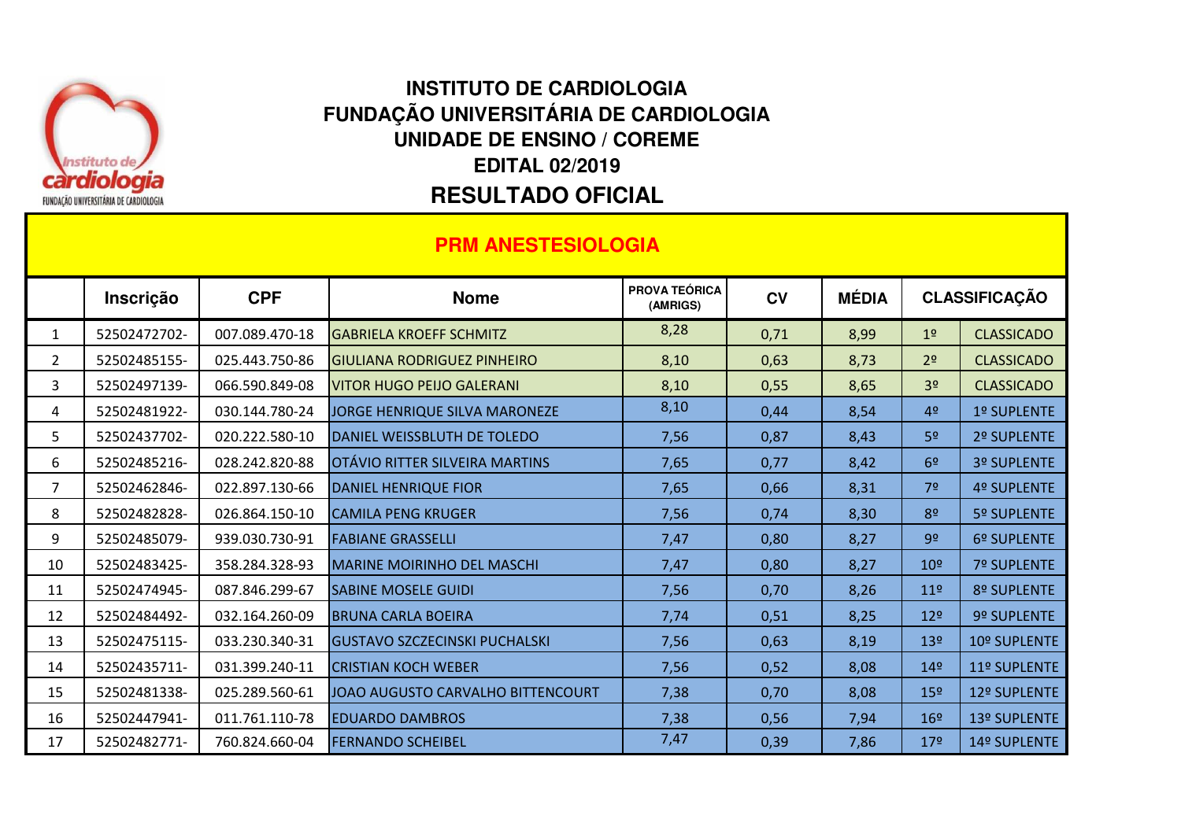# INSTITUTO DE CARDIOLOGIA
# FUNDAÇÃO UNIVERSITÁRIA DE CARDIOLOGIA
## UNIDADE DE ENSINO / COREME
## EDITAL 02/2019
## RESULTADO OFICIAL

### PRM ANESTESIOLOGIA

| | Inscrição | CPF | Nome | PROVA TEÓRICA (AMRIGS) | CV | MÉDIA | CLASSIFICAÇÃO | |
|---|---|---|---|---|---|---|---|---|
| 1 | 52502472702- | 007.089.470-18 | GABRIELA KROEFF SCHMITZ | 8,28 | 0,71 | 8,99 | 1º | CLASSICADO |
| 2 | 52502485155- | 025.443.750-86 | GIULIANA RODRIGUEZ PINHEIRO | 8,10 | 0,63 | 8,73 | 2º | CLASSICADO |
| 3 | 52502497139- | 066.590.849-08 | VITOR HUGO PEIJO GALERANI | 8,10 | 0,55 | 8,65 | 3º | CLASSICADO |
| 4 | 52502481922- | 030.144.780-24 | JORGE HENRIQUE SILVA MARONEZE | 8,10 | 0,44 | 8,54 | 4º | 1º SUPLENTE |
| 5 | 52502437702- | 020.222.580-10 | DANIEL WEISSBLUTH DE TOLEDO | 7,56 | 0,87 | 8,43 | 5º | 2º SUPLENTE |
| 6 | 52502485216- | 028.242.820-88 | OTÁVIO RITTER SILVEIRA MARTINS | 7,65 | 0,77 | 8,42 | 6º | 3º SUPLENTE |
| 7 | 52502462846- | 022.897.130-66 | DANIEL HENRIQUE FIOR | 7,65 | 0,66 | 8,31 | 7º | 4º SUPLENTE |
| 8 | 52502482828- | 026.864.150-10 | CAMILA PENG KRUGER | 7,56 | 0,74 | 8,30 | 8º | 5º SUPLENTE |
| 9 | 52502485079- | 939.030.730-91 | FABIANE GRASSELLI | 7,47 | 0,80 | 8,27 | 9º | 6º SUPLENTE |
| 10 | 52502483425- | 358.284.328-93 | MARINE MOIRINHO DEL MASCHI | 7,47 | 0,80 | 8,27 | 10º | 7º SUPLENTE |
| 11 | 52502474945- | 087.846.299-67 | SABINE MOSELE GUIDI | 7,56 | 0,70 | 8,26 | 11º | 8º SUPLENTE |
| 12 | 52502484492- | 032.164.260-09 | BRUNA CARLA BOEIRA | 7,74 | 0,51 | 8,25 | 12º | 9º SUPLENTE |
| 13 | 52502475115- | 033.230.340-31 | GUSTAVO SZCZECINSKI PUCHALSKI | 7,56 | 0,63 | 8,19 | 13º | 10º SUPLENTE |
| 14 | 52502435711- | 031.399.240-11 | CRISTIAN KOCH WEBER | 7,56 | 0,52 | 8,08 | 14º | 11º SUPLENTE |
| 15 | 52502481338- | 025.289.560-61 | JOAO AUGUSTO CARVALHO BITTENCOURT | 7,38 | 0,70 | 8,08 | 15º | 12º SUPLENTE |
| 16 | 52502447941- | 011.761.110-78 | EDUARDO DAMBROS | 7,38 | 0,56 | 7,94 | 16º | 13º SUPLENTE |
| 17 | 52502482771- | 760.824.660-04 | FERNANDO SCHEIBEL | 7,47 | 0,39 | 7,86 | 17º | 14º SUPLENTE |